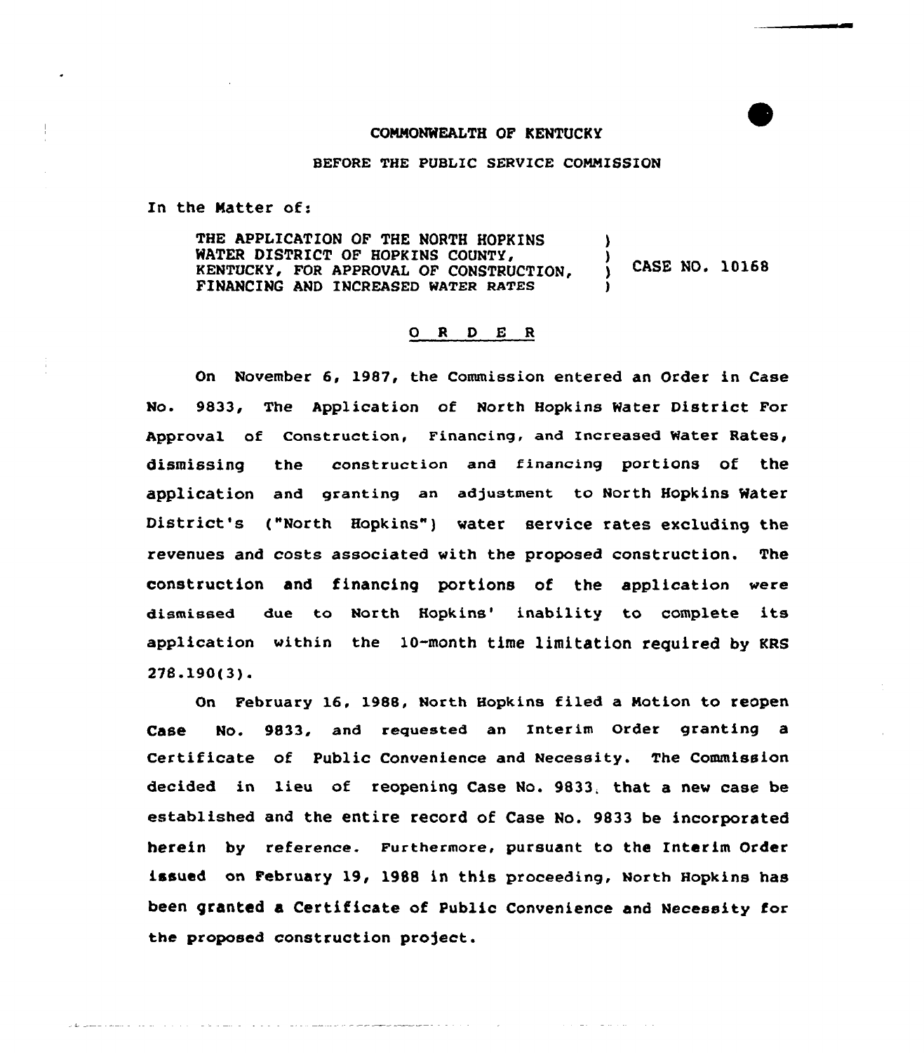COMMONWEALTH OF KENTUCKY

BEFORE THE PUBLIC SERVICE COMMISSION

In the Matter of:

THE APPLICATION OF THE NORTH HOPKINS WATER DISTRICT OF HOPKINS COUNTY, KENTUCKY, FOR APPROVAL OF CONSTRUCTION, FINANCING AND INCREASED WATER RATES ) CASE NO. 10168

## O R D E R

On November 6, 1987, the Commission entered an Order in Case No. 9833, The Application of North Hopkins Water District For Approval of Construction, Financing, and Increased Water Rates, dismissing the construction and financing portions of the application and granting an adjustment to North Hopkins Water District's ("North Hopkins") water service rates excluding the revenues and costs associated with the proposed construction. The construction and financing portions of the application were dismissed due to North Hopkins' inability to complete its application within the 10-month time limitation required by KRS 278.190(3).

On February 16, 1988, North Hopkins filed a Motion to reopen Case No. 9833, and requested an Interim Order granting a Certificate of Public Convenience and Necessity. The Commission decided in lieu of reopening Case No. 9833, that a new case be established and the entire record of Case No. 9833 be incorporated herein by reference. Furthermore, pursuant to the Interim Order issued on February 19, 1988 in this proceeding, North Hopkins has been granted a Certificate of Public Convenience and Necessity for the proposed construction project.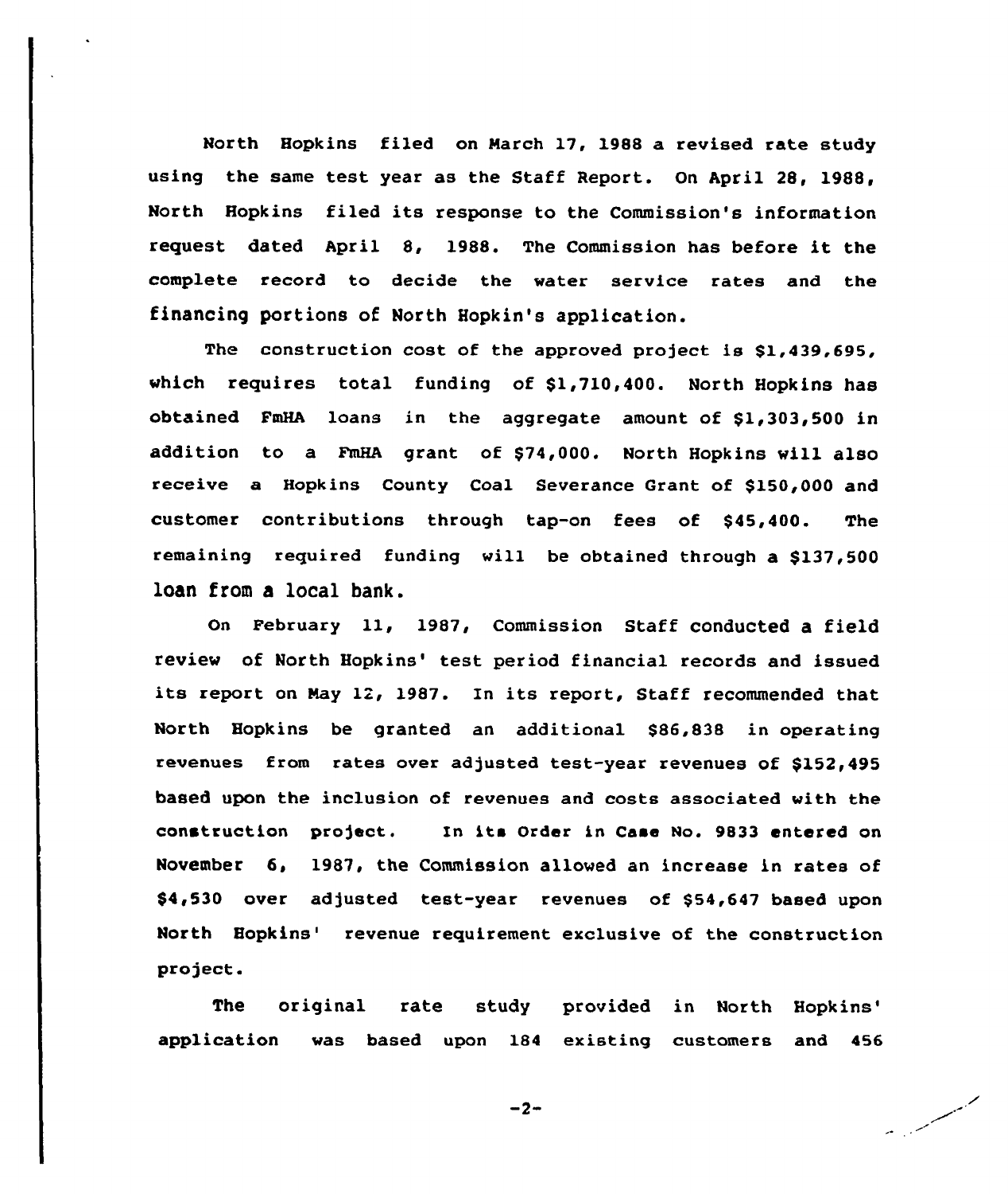North Hopkins filed on March 17, 1988 a revised rate study using the same test year as the Staff Report. On April 28, 1988, North Hopkins filed its response to the Commission's information request dated April 8, 1988. The Commission has before it the complete record to decide the water service rates and the financing portions of North Hopkin's application.

The construction cost of the approved project is $1,439,695, which requires total funding of $1,710,400. North Hopkins has obtained FmHA loans in the aggregate amount of $1,303,500 in addition to a FmHA grant of $74,000. North Hopkins will also receive a Hopkins County Coal Severance Grant of $150,000 and customer contributions through tap-on fees of $45,400. The remaining required funding will be obtained through a $137,500 loan from a local bank.

On February 11, 1987, Commission Staff conducted a field review of North Hopkins' test period financial records and issued its report on May 12, 1987. In its report, Staff recommended that North Hopkins be granted an additional $86,838 in operating revenues from rates over adjusted test-year revenues of $152,495 based upon the inclusion of revenues and costs associated with the construction project. In its Order in Case No. 9833 entered on November 6, 1987, the Commission allowed an increase in rates of $4,530 over adjusted test-year revenues of $54,647 based upon North Hopkins' revenue requirement exclusive of the construction project.

The original rate study provided in North Hopkins' application was based upon 184 existing customers and 456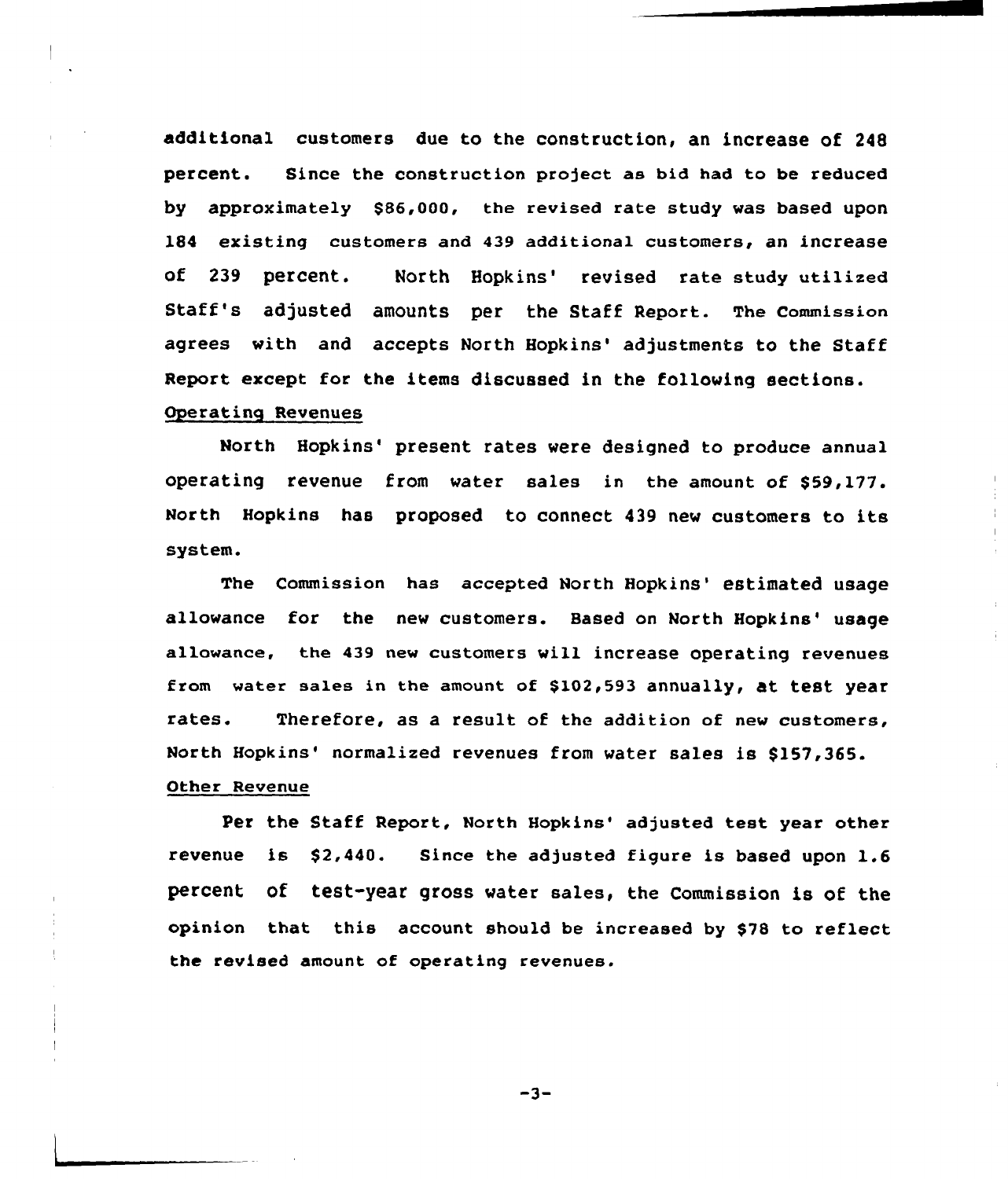additional customers due to the construction, an increase of 248 percent. Since the construction project as bid had to be reduced by approximately $86,000, the revised rate study was based upon 184 existing customers and 439 additional customers, an increase of 239 percent. North Hopkins' revised rate study utilized Staff's adjusted amounts per the Staff Report. The Commission agrees with and accepts North Hopkins' adjustments to the Staff Report except for the items discussed in the following sections.

Operating Revenues

North Hopkins' present rates were designed to produce annual operating revenue from water sales in the amount of $59,177. North Hopkins has proposed to connect 439 new customers to its system.

The Commission has accepted North Hopkins' estimated usage allowance for the new customers. Based on North Hopkins' usage allowance, the 439 new customers will increase operating revenues from water sales in the amount of $102,593 annually, at test year rates. Therefore, as a result of the addition of new customers, North Hopkins' normalized revenues from water sales is $157,365.

Other Revenue

Per the Staff Report, North Hopkins' adjusted test year other revenue is $2,440. Since the adjusted figure is based upon 1.6 percent of test-year gross water sales, the Commission is of the opinion that this account should be increased by $78 to reflect the revised amount of operating revenues.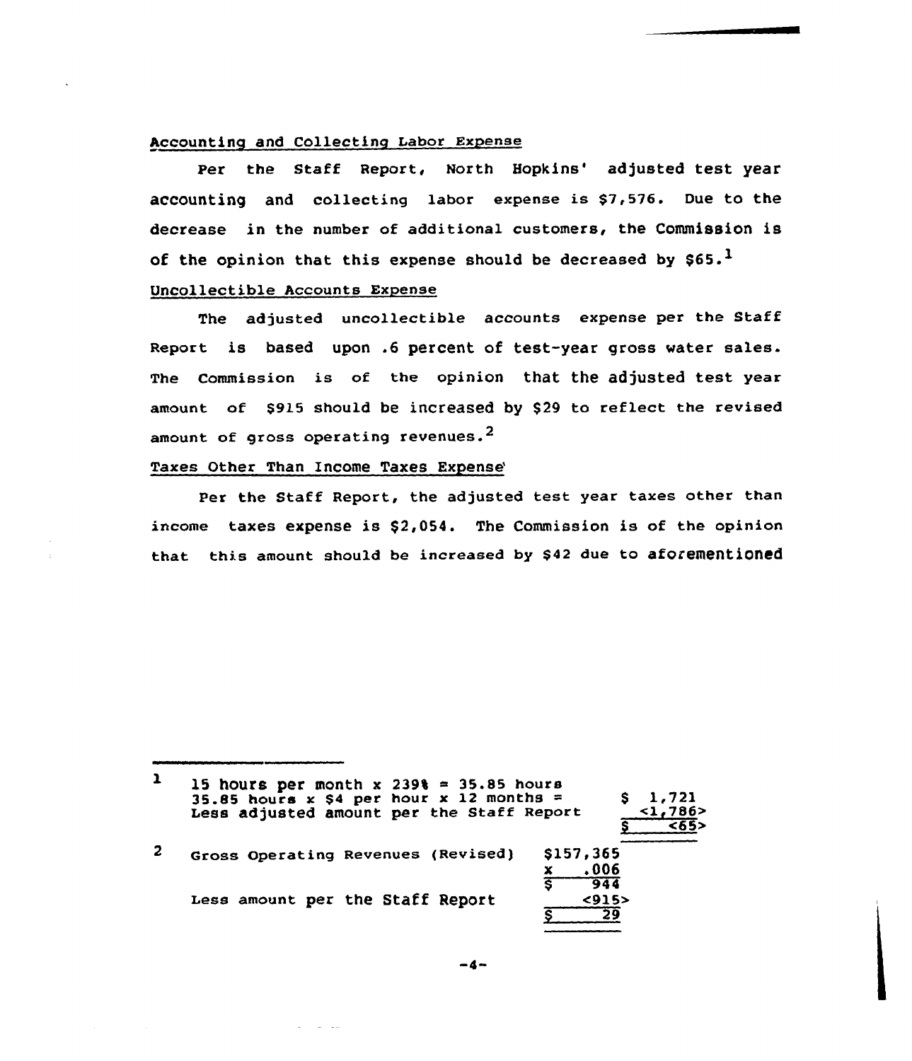Accounting and Collecting Labor Expense

Per the Staff Report, North Hopkins' adjusted test year accounting and collecting labor expense is $7,576. Due to the decrease in the number of additional customers, the Commission is of the opinion that this expense should be decreased by $65.[1]

Uncollectible Accounts Expense

The adjusted uncollectible accounts expense per the Staff Report is based upon .6 percent of test-year gross water sales. The Commission is of the opinion that the adjusted test year amount of $915 should be increased by $29 to reflect the revised amount of gross operating revenues.[2]

Taxes Other Than Income Taxes Expense

Per the Staff Report, the adjusted test year taxes other than income taxes expense is $2,054. The Commission is of the opinion that this amount should be increased by $42 due to aforementioned

---

[1]

| | |
|---|---|
| 15 hours per month x 239% = 35.85 hours | |
| 35.85 hours x $4 per hour x 12 months = | $ 1,721 |
| Less adjusted amount per the Staff Report | <1,786> |
| | $ <65> |

[2]

| | |
|---|---|
| Gross Operating Revenues (Revised) | $157,365 |
| | x .006 |
| | $ 944 |
| Less amount per the Staff Report | <915> |
| | $ 29 |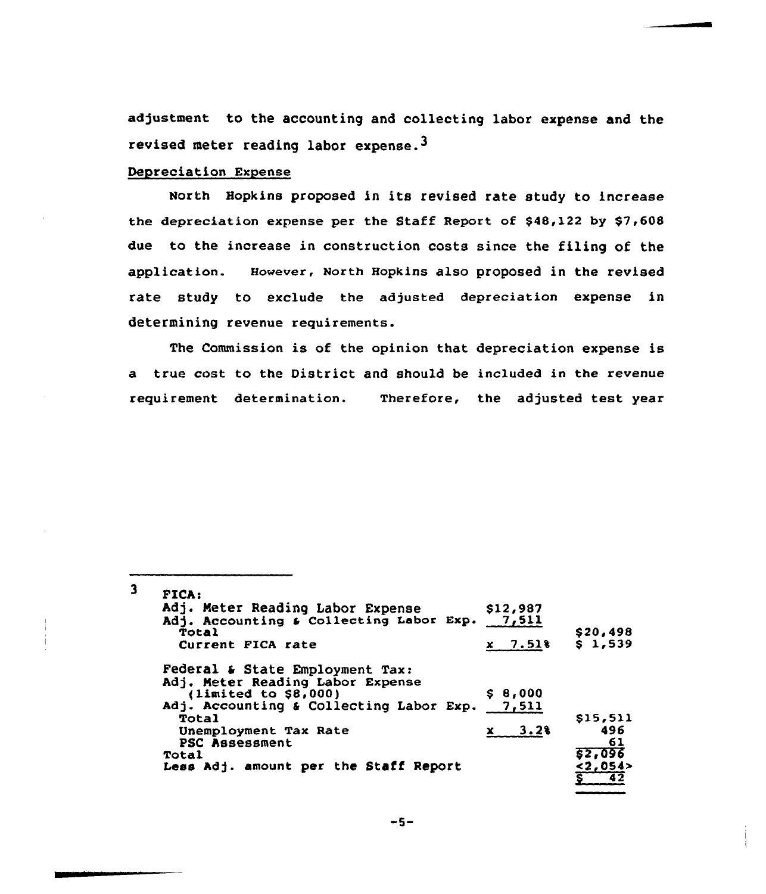adjustment to the accounting and collecting labor expense and the revised meter reading labor expense.[3]

Depreciation Expense

North Hopkins proposed in its revised rate study to increase the depreciation expense per the Staff Report of $48,122 by $7,608 due to the increase in construction costs since the filing of the application. However, North Hopkins also proposed in the revised rate study to exclude the adjusted depreciation expense in determining revenue requirements.

The Commission is of the opinion that depreciation expense is a true cost to the District and should be included in the revenue requirement determination. Therefore, the adjusted test year

---

[3]

| | | |
|---|---|---|
| FICA: | | |
| Adj. Meter Reading Labor Expense | $12,987 | |
| Adj. Accounting & Collecting Labor Exp. | 7,511 | |
| Total | | $20,498 |
| Current FICA rate | x 7.51% | $ 1,539 |
| Federal & State Employment Tax: | | |
| Adj. Meter Reading Labor Expense (limited to $8,000) | $ 8,000 | |
| Adj. Accounting & Collecting Labor Exp. | 7,511 | |
| Total | | $15,511 |
| Unemployment Tax Rate | x 3.2% | 496 |
| PSC Assessment | | 61 |
| Total | | $2,096 |
| Less Adj. amount per the Staff Report | | <2,054> |
| | | $ 42 |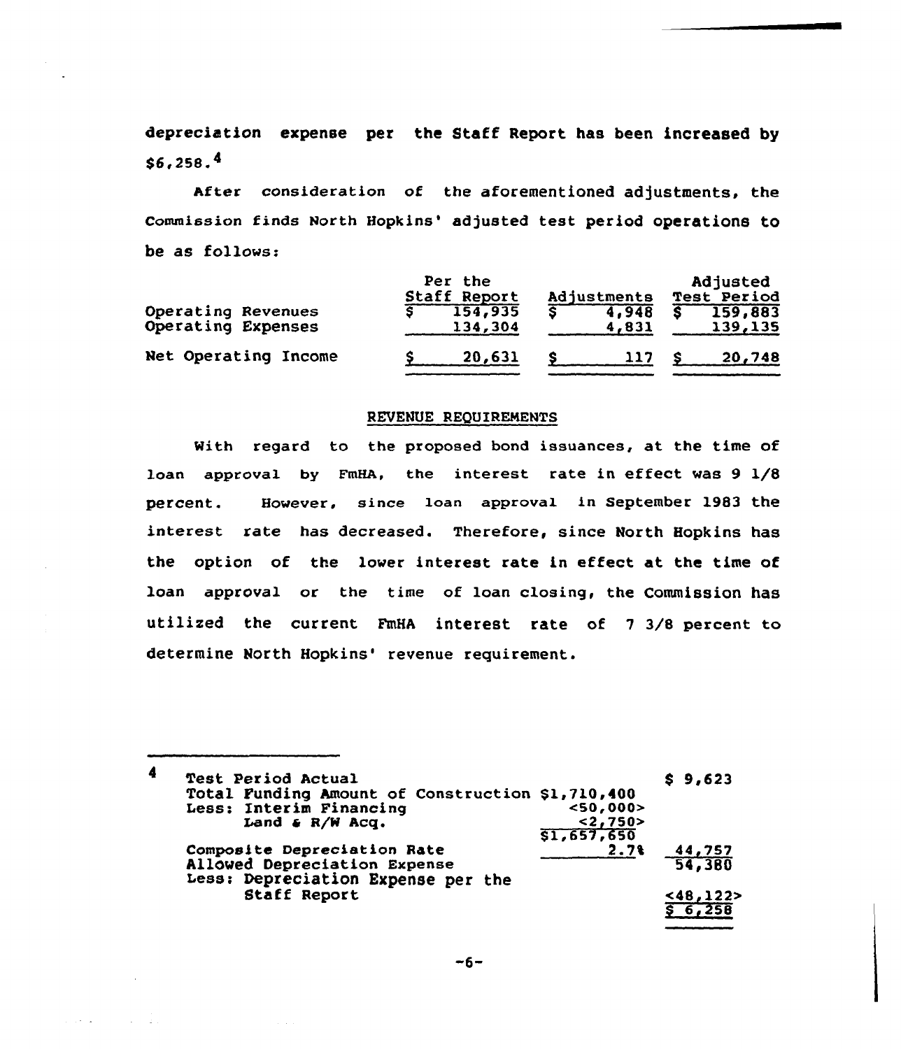depreciation expense per the Staff Report has been increased by $6,258.[4]

After consideration of the aforementioned adjustments, the Commission finds North Hopkins' adjusted test period operations to be as follows:

| | Per the Staff Report | Adjustments | Adjusted Test Period |
|---|---|---|---|
| Operating Revenues | $ 154,935 | $ 4,948 | $ 159,883 |
| Operating Expenses | 134,304 | 4,831 | 139,135 |
| Net Operating Income | $ 20,631 | $ 117 | $ 20,748 |

REVENUE REQUIREMENTS

With regard to the proposed bond issuances, at the time of loan approval by FmHA, the interest rate in effect was 9 1/8 percent. However, since loan approval in September 1983 the interest rate has decreased. Therefore, since North Hopkins has the option of the lower interest rate in effect at the time of loan approval or the time of loan closing, the Commission has utilized the current FmHA interest rate of 7 3/8 percent to determine North Hopkins' revenue requirement.

---

[4]

| | | |
|---|---|---|
| Test Period Actual | | $ 9,623 |
| Total Funding Amount of Construction | $1,710,400 | |
| Less: Interim Financing | <50,000> | |
| Land & R/W Acq. | <2,750> | |
| | $1,657,650 | |
| Composite Depreciation Rate | 2.7% | 44,757 |
| Allowed Depreciation Expense | | 54,380 |
| Less: Depreciation Expense per the Staff Report | | <48,122> |
| | | $ 6,258 |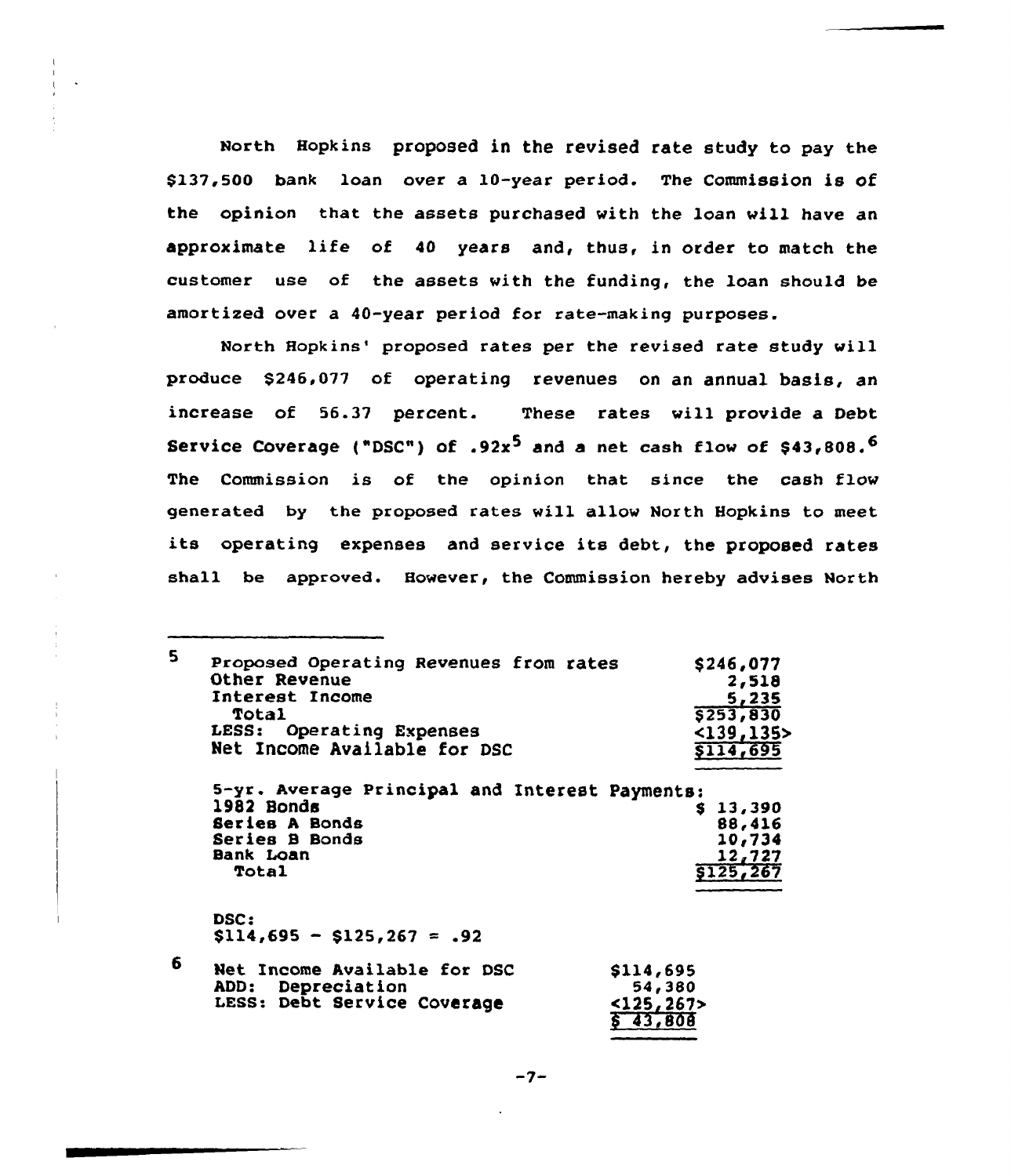North Hopkins proposed in the revised rate study to pay the $137,500 bank loan over a 10-year period. The Commission is of the opinion that the assets purchased with the loan will have an approximate life of 40 years and, thus, in order to match the customer use of the assets with the funding, the loan should be amortized over a 40-year period for rate-making purposes.

North Hopkins' proposed rates per the revised rate study will produce $246,077 of operating revenues on an annual basis, an increase of 56.37 percent. These rates will provide a Debt Service Coverage ("DSC") of .92x[5] and a net cash flow of $43,808.[6] The Commission is of the opinion that since the cash flow generated by the proposed rates will allow North Hopkins to meet its operating expenses and service its debt, the proposed rates shall be approved. However, the Commission hereby advises North

---

[5]

| | |
|---|---|
| Proposed Operating Revenues from rates | $246,077 |
| Other Revenue | 2,518 |
| Interest Income | 5,235 |
| Total | $253,830 |
| LESS: Operating Expenses | <139,135> |
| Net Income Available for DSC | $114,695 |

| 5-yr. Average Principal and Interest Payments: | |
|---|---|
| 1982 Bonds | $ 13,390 |
| Series A Bonds | 88,416 |
| Series B Bonds | 10,734 |
| Bank Loan | 12,727 |
| Total | $125,267 |

DSC:
$114,695 - $125,267 = .92

[6]

| | |
|---|---|
| Net Income Available for DSC | $114,695 |
| ADD: Depreciation | 54,380 |
| LESS: Debt Service Coverage | <125,267> |
| | $ 43,808 |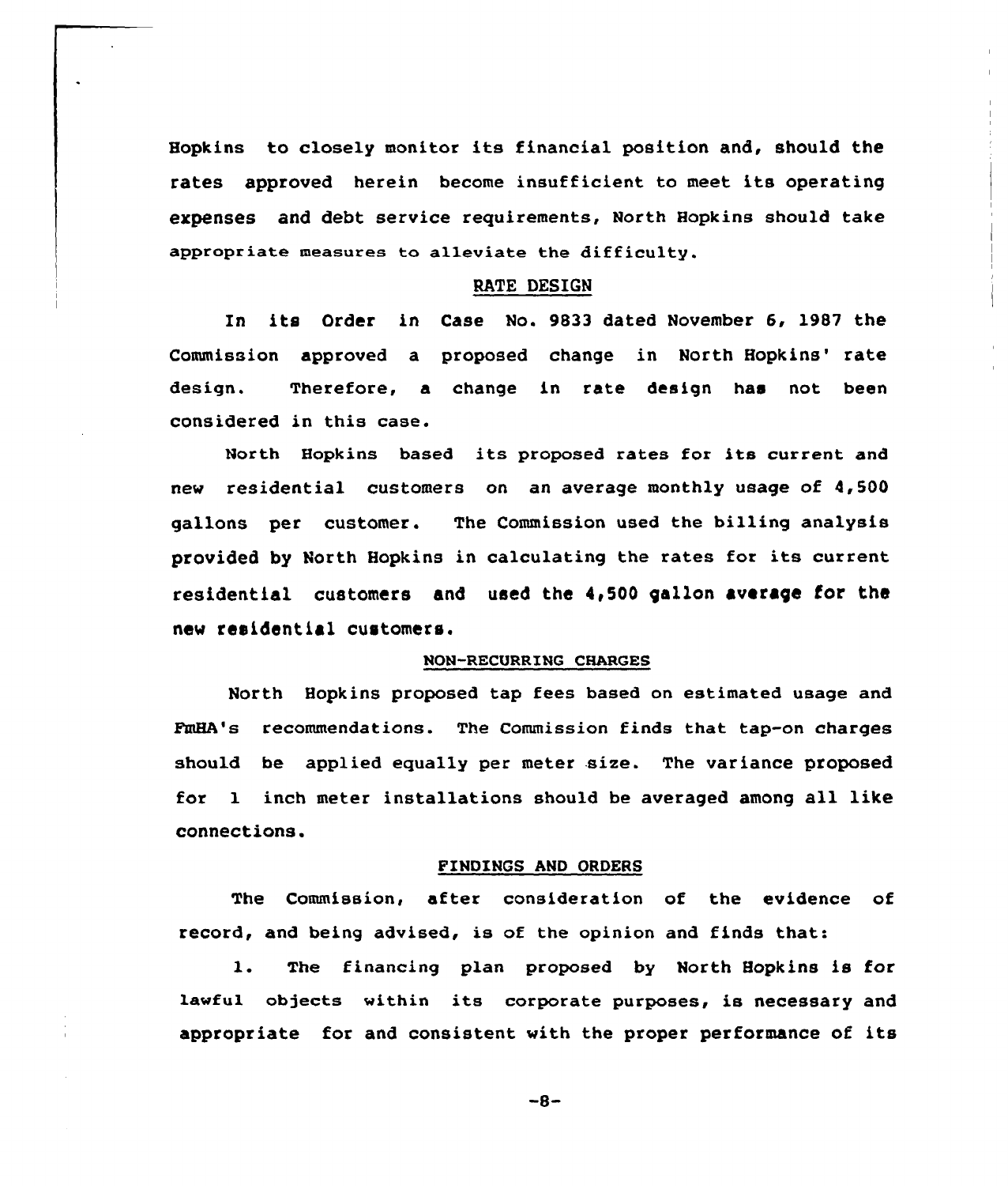Hopkins to closely monitor its financial position and, should the rates approved herein become insufficient to meet its operating expenses and debt service requirements, North Hopkins should take appropriate measures to alleviate the difficulty.

## RATE DESIGN

In its Order in Case No. 9833 dated November 6, 1987 the Commission approved a proposed change in North Hopkins' rate design. Therefore, a change in rate design has not been considered in this case.

North Hopkins based its proposed rates for its current and new residential customers on an average monthly usage of 4,500 gallons per customer. The Commission used the billing analysis provided by North Hopkins in calculating the rates for its current residential customers and used the 4,500 gallon average for the new residential customers.

## NON-RECURRING CHARGES

North Hopkins proposed tap fees based on estimated usage and FmHA's recommendations. The Commission finds that tap-on charges should be applied equally per meter size. The variance proposed for 1 inch meter installations should be averaged among all like connections.

## FINDINGS AND ORDERS

The Commission, after consideration of the evidence of record, and being advised, is of the opinion and finds that:

1. The financing plan proposed by North Hopkins is for lawful objects within its corporate purposes, is necessary and appropriate for and consistent with the proper performance of its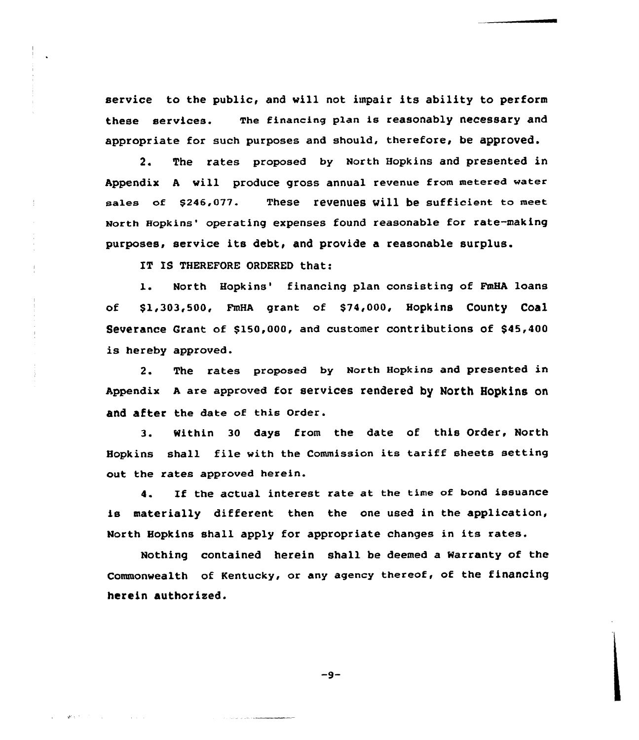service to the public, and will not impair its ability to perform these services. The financing plan is reasonably necessary and appropriate for such purposes and should, therefore, be approved.

2. The rates proposed by North Hopkins and presented in Appendix A will produce gross annual revenue from metered water sales of $246,077. These revenues will be sufficient to meet North Hopkins' operating expenses found reasonable for rate-making purposes, service its debt, and provide a reasonable surplus.

IT IS THEREFORE ORDERED that:

1. North Hopkins' financing plan consisting of FmHA loans of $1,303,500, FmHA grant of $74,000, Hopkins County Coal Severance Grant of $150,000, and customer contributions of $45,400 is hereby approved.

2. The rates proposed by North Hopkins and presented in Appendix A are approved for services rendered by North Hopkins on and after the date of this Order.

3. Within 30 days from the date of this Order, North Hopkins shall file with the Commission its tariff sheets setting out the rates approved herein.

4. If the actual interest rate at the time of bond issuance is materially different then the one used in the application, North Hopkins shall apply for appropriate changes in its rates.

Nothing contained herein shall be deemed a Warranty of the Commonwealth of Kentucky, or any agency thereof, of the financing herein authorized.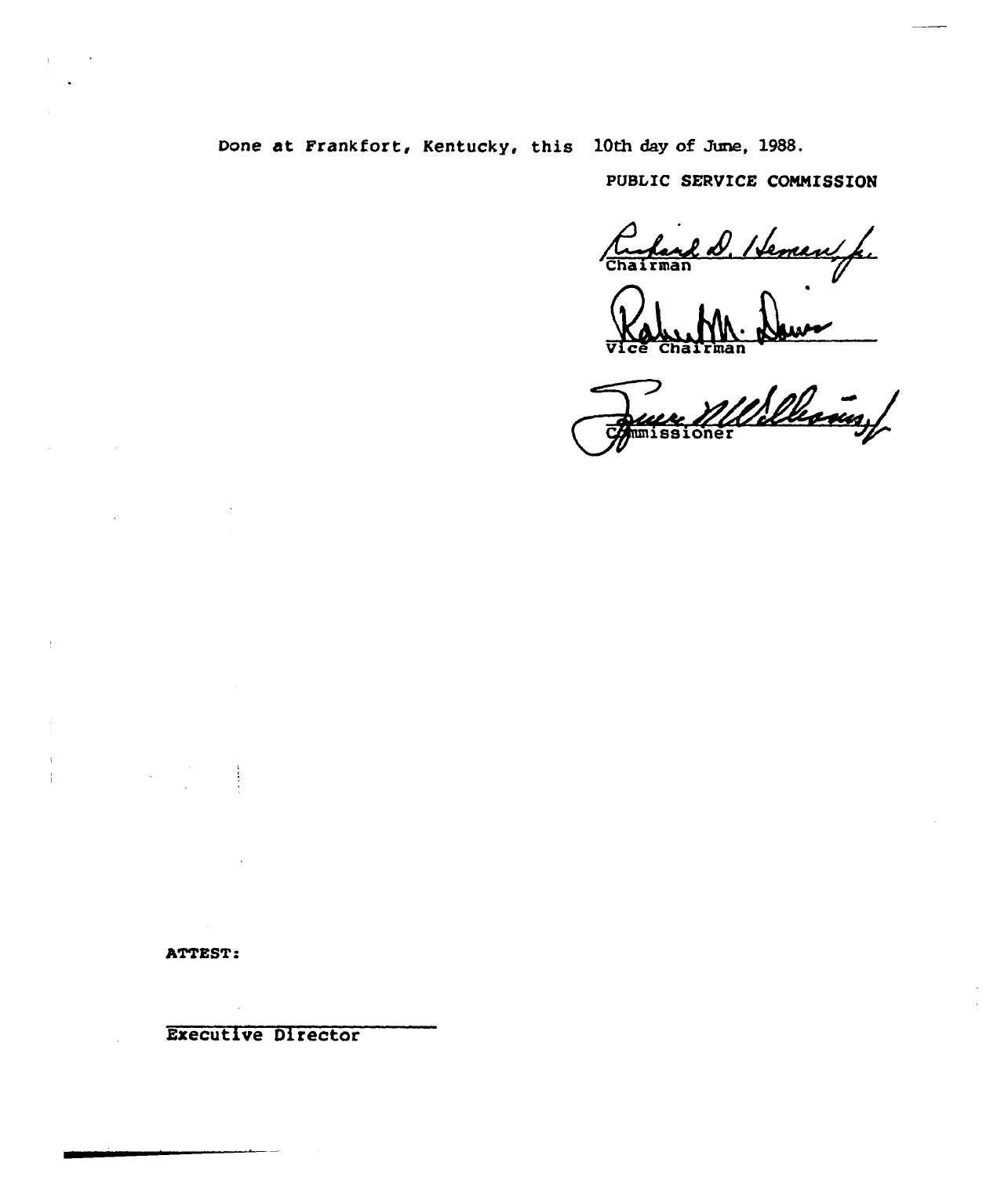Done at Frankfort, Kentucky, this 10th day of June, 1988.

PUBLIC SERVICE COMMISSION

Chairman

Vice Chairman

Commissioner

ATTEST:

Executive Director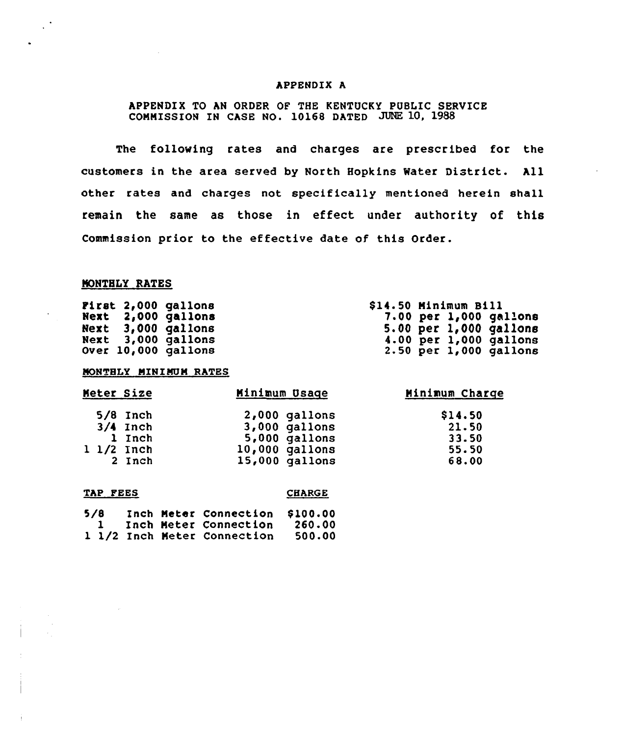# APPENDIX A

APPENDIX TO AN ORDER OF THE KENTUCKY PUBLIC SERVICE COMMISSION IN CASE NO. 10168 DATED JUNE 10, 1988

The following rates and charges are prescribed for the customers in the area served by North Hopkins Water District. All other rates and charges not specifically mentioned herein shall remain the same as those in effect under authority of this Commission prior to the effective date of this Order.

## MONTHLY RATES

| | |
|---|---|
| First 2,000 gallons | $14.50 Minimum Bill |
| Next 2,000 gallons | 7.00 per 1,000 gallons |
| Next 3,000 gallons | 5.00 per 1,000 gallons |
| Next 3,000 gallons | 4.00 per 1,000 gallons |
| Over 10,000 gallons | 2.50 per 1,000 gallons |

## MONTHLY MINIMUM RATES

| Meter Size | Minimum Usage | Minimum Charge |
|---|---|---|
| 5/8 Inch | 2,000 gallons | $14.50 |
| 3/4 Inch | 3,000 gallons | 21.50 |
| 1 Inch | 5,000 gallons | 33.50 |
| 1 1/2 Inch | 10,000 gallons | 55.50 |
| 2 Inch | 15,000 gallons | 68.00 |

| TAP FEES | CHARGE |
|---|---|
| 5/8 Inch Meter Connection | $100.00 |
| 1 Inch Meter Connection | 260.00 |
| 1 1/2 Inch Meter Connection | 500.00 |